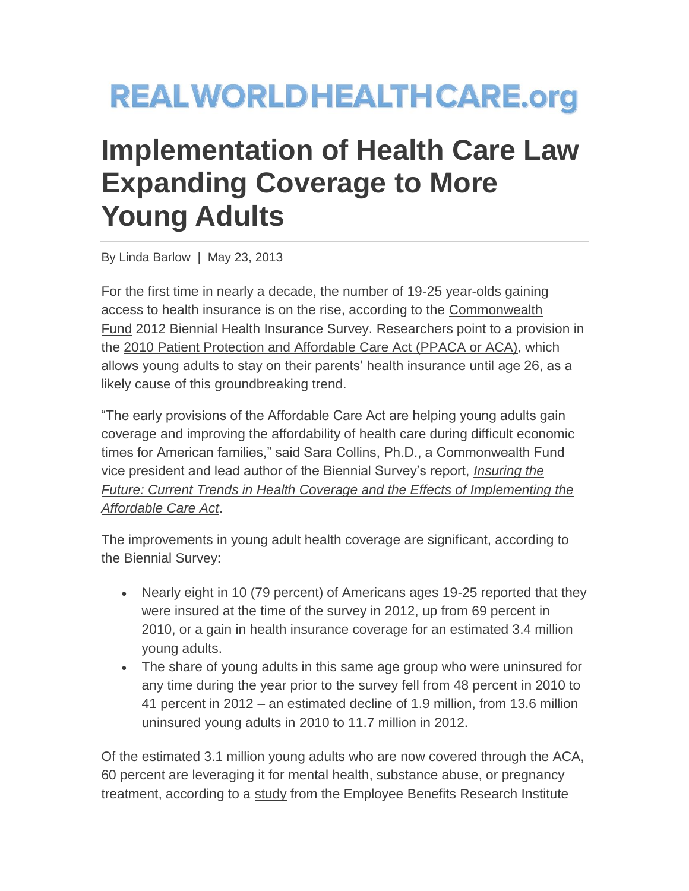REALWORLDHEALTHCARE.org

# Implementation of Health Care Law Expanding Coverage to More Young Adults

By Linda Barlow | May 23, 2013

For the first time in nearly a decade, the number of 19-25 year-olds gaining access to health insurance is on the rise, according to the Commonwealth Fund 2012 Biennial Health Insurance Survey. Researchers point to a provision in the 2010 Patient Protection and Affordable Care Act (PPACA or ACA), which allows young adults to stay on their parents' health insurance until age 26, as a likely cause of this groundbreaking trend.

"The early provisions of the Affordable Care Act are helping young adults gain coverage and improving the affordability of health care during difficult economic times for American families," said Sara Collins, Ph.D., a Commonwealth Fund vice president and lead author of the Biennial Survey's report, *Insuring the Future: Current Trends in Health Coverage and the Effects of Implementing the Affordable Care Act*.

The improvements in young adult health coverage are significant, according to the Biennial Survey:

- Nearly eight in 10 (79 percent) of Americans ages 19-25 reported that they were insured at the time of the survey in 2012, up from 69 percent in 2010, or a gain in health insurance coverage for an estimated 3.4 million young adults.
- The share of young adults in this same age group who were uninsured for any time during the year prior to the survey fell from 48 percent in 2010 to 41 percent in 2012 – an estimated decline of 1.9 million, from 13.6 million uninsured young adults in 2010 to 11.7 million in 2012.

Of the estimated 3.1 million young adults who are now covered through the ACA, 60 percent are leveraging it for mental health, substance abuse, or pregnancy treatment, according to a study from the Employee Benefits Research Institute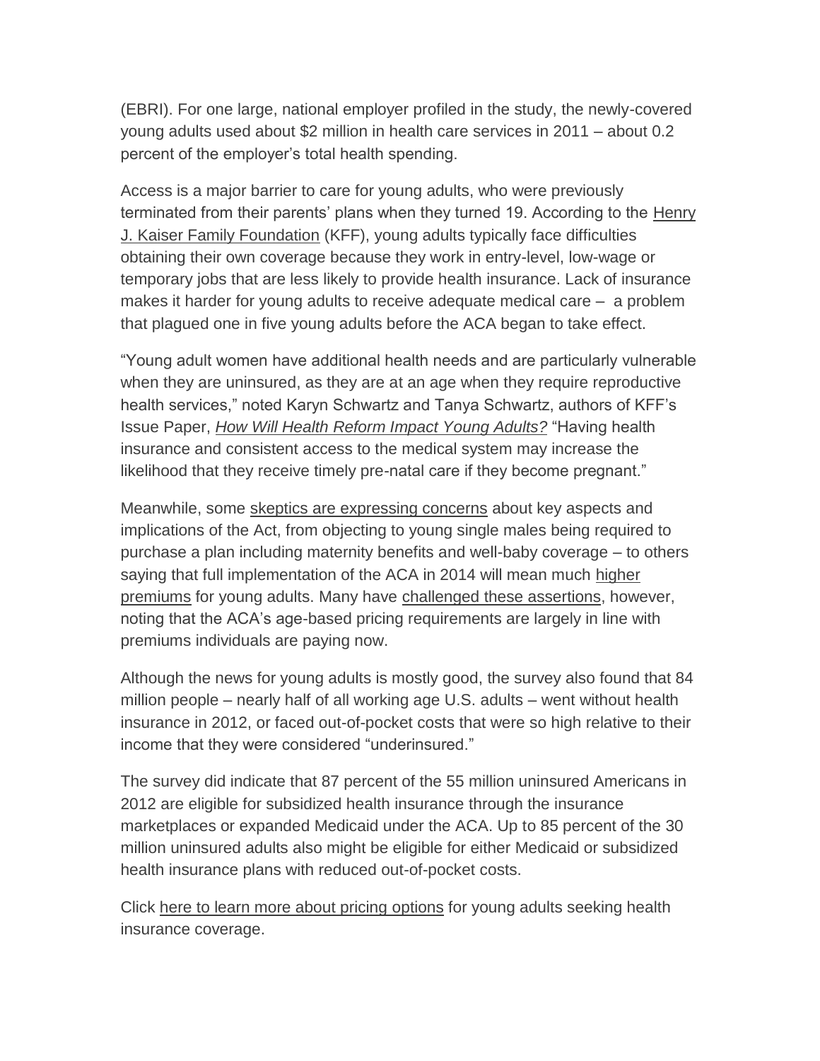(EBRI). For one large, national employer profiled in the study, the newly-covered young adults used about $2 million in health care services in 2011 – about 0.2 percent of the employer's total health spending.

Access is a major barrier to care for young adults, who were previously terminated from their parents' plans when they turned 19. According to the Henry J. Kaiser Family Foundation (KFF), young adults typically face difficulties obtaining their own coverage because they work in entry-level, low-wage or temporary jobs that are less likely to provide health insurance. Lack of insurance makes it harder for young adults to receive adequate medical care – a problem that plagued one in five young adults before the ACA began to take effect.

"Young adult women have additional health needs and are particularly vulnerable when they are uninsured, as they are at an age when they require reproductive health services," noted Karyn Schwartz and Tanya Schwartz, authors of KFF's Issue Paper, *How Will Health Reform Impact Young Adults?* "Having health insurance and consistent access to the medical system may increase the likelihood that they receive timely pre-natal care if they become pregnant."

Meanwhile, some skeptics are expressing concerns about key aspects and implications of the Act, from objecting to young single males being required to purchase a plan including maternity benefits and well-baby coverage – to others saying that full implementation of the ACA in 2014 will mean much higher premiums for young adults. Many have challenged these assertions, however, noting that the ACA's age-based pricing requirements are largely in line with premiums individuals are paying now.

Although the news for young adults is mostly good, the survey also found that 84 million people – nearly half of all working age U.S. adults – went without health insurance in 2012, or faced out-of-pocket costs that were so high relative to their income that they were considered "underinsured."

The survey did indicate that 87 percent of the 55 million uninsured Americans in 2012 are eligible for subsidized health insurance through the insurance marketplaces or expanded Medicaid under the ACA. Up to 85 percent of the 30 million uninsured adults also might be eligible for either Medicaid or subsidized health insurance plans with reduced out-of-pocket costs.

Click here to learn more about pricing options for young adults seeking health insurance coverage.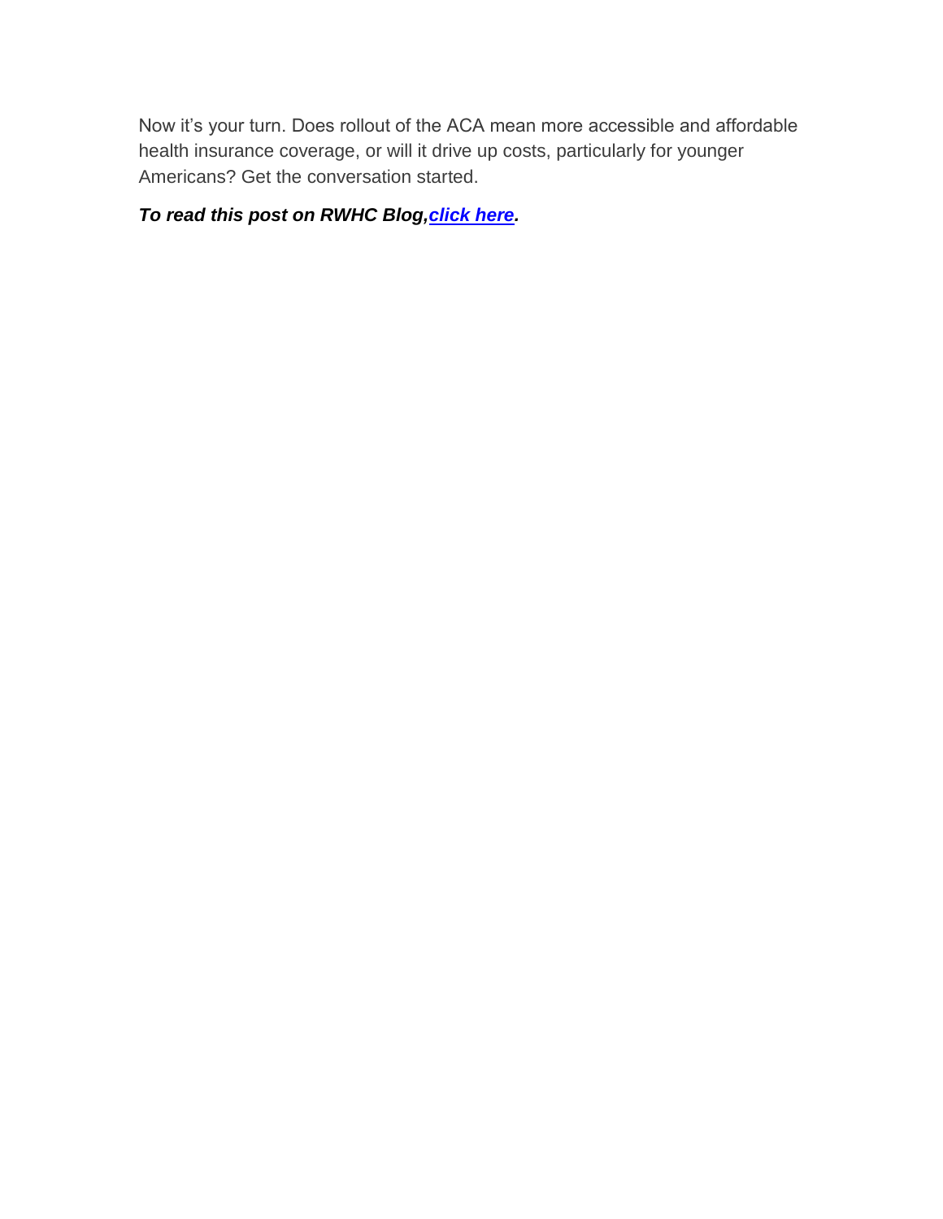Now it's your turn. Does rollout of the ACA mean more accessible and affordable health insurance coverage, or will it drive up costs, particularly for younger Americans? Get the conversation started.

***To read this post on RWHC Blog,click here.***